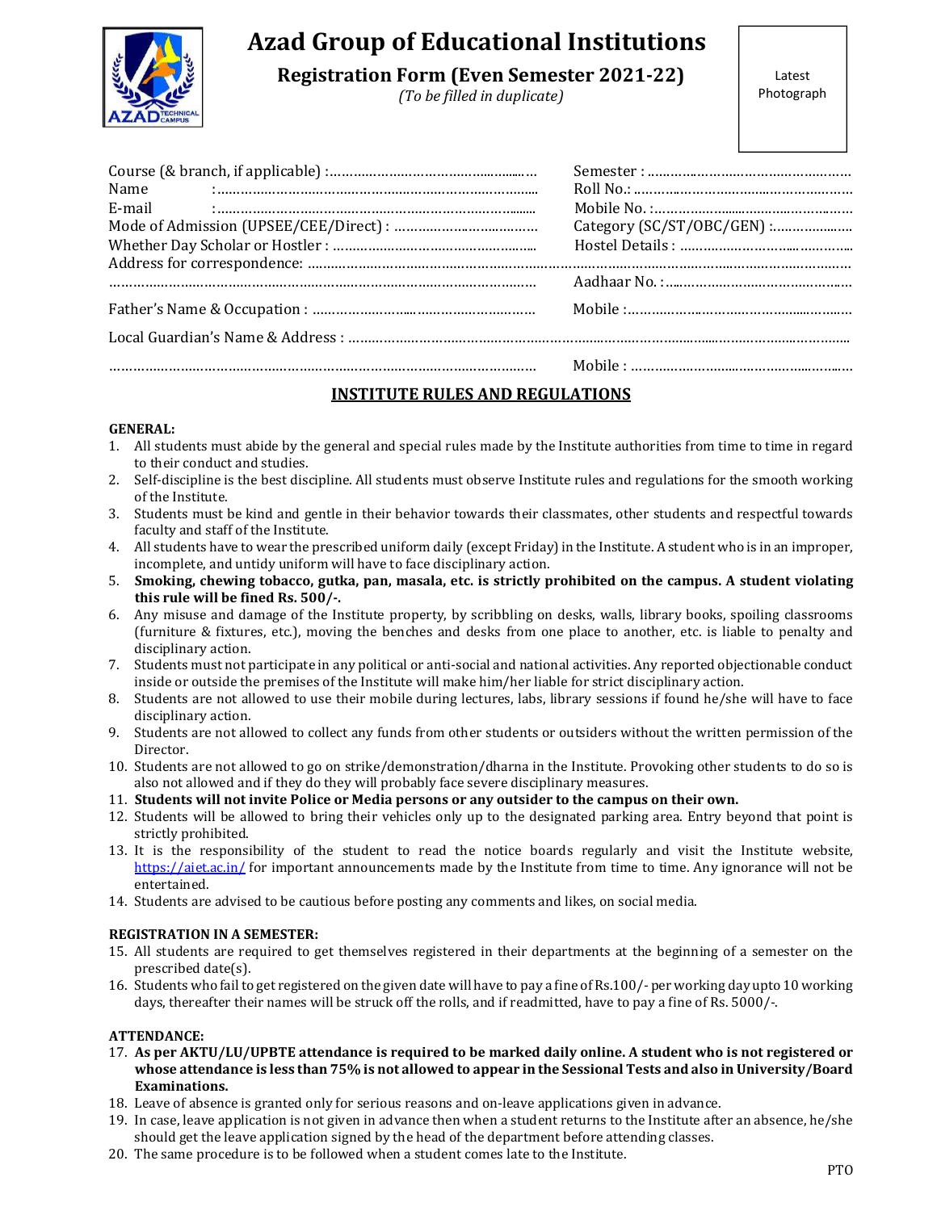# Azad Group of Educational Institutions

## Registration Form (Even Semester 2021-22)

*(To be filled in duplicate)*

Latest Photograph

Course (& branch, if applicable) :………………………………………… Semester : ………………………………………

Name :………………………………………………………………… Roll No.: ………………………………………………

E-mail :………………………………………………………………… Mobile No. :…………………………………………

Mode of Admission (UPSEE/CEE/Direct) : ……………………………… Category (SC/ST/OBC/GEN) :………………

Whether Day Scholar or Hostler : ……………………………………… Hostel Details : …………………………………

Address for correspondence: …………………………………………………………………………………………………

……………………………………………………………………………………… Aadhaar No. :……………………………………

Father's Name & Occupation : ………………………………………… Mobile :………………………………………………

Local Guardian's Name & Address : ……………………………………………………………………………………………

……………………………………………………………………………………… Mobile : ……………………………………………

## INSTITUTE RULES AND REGULATIONS

**GENERAL:**

1. All students must abide by the general and special rules made by the Institute authorities from time to time in regard to their conduct and studies.
2. Self-discipline is the best discipline. All students must observe Institute rules and regulations for the smooth working of the Institute.
3. Students must be kind and gentle in their behavior towards their classmates, other students and respectful towards faculty and staff of the Institute.
4. All students have to wear the prescribed uniform daily (except Friday) in the Institute. A student who is in an improper, incomplete, and untidy uniform will have to face disciplinary action.
5. **Smoking, chewing tobacco, gutka, pan, masala, etc. is strictly prohibited on the campus. A student violating this rule will be fined Rs. 500/-.**
6. Any misuse and damage of the Institute property, by scribbling on desks, walls, library books, spoiling classrooms (furniture & fixtures, etc.), moving the benches and desks from one place to another, etc. is liable to penalty and disciplinary action.
7. Students must not participate in any political or anti-social and national activities. Any reported objectionable conduct inside or outside the premises of the Institute will make him/her liable for strict disciplinary action.
8. Students are not allowed to use their mobile during lectures, labs, library sessions if found he/she will have to face disciplinary action.
9. Students are not allowed to collect any funds from other students or outsiders without the written permission of the Director.
10. Students are not allowed to go on strike/demonstration/dharna in the Institute. Provoking other students to do so is also not allowed and if they do they will probably face severe disciplinary measures.
11. **Students will not invite Police or Media persons or any outsider to the campus on their own.**
12. Students will be allowed to bring their vehicles only up to the designated parking area. Entry beyond that point is strictly prohibited.
13. It is the responsibility of the student to read the notice boards regularly and visit the Institute website, https://aiet.ac.in/ for important announcements made by the Institute from time to time. Any ignorance will not be entertained.
14. Students are advised to be cautious before posting any comments and likes, on social media.

**REGISTRATION IN A SEMESTER:**

15. All students are required to get themselves registered in their departments at the beginning of a semester on the prescribed date(s).
16. Students who fail to get registered on the given date will have to pay a fine of Rs.100/- per working day upto 10 working days, thereafter their names will be struck off the rolls, and if readmitted, have to pay a fine of Rs. 5000/-.

**ATTENDANCE:**

17. **As per AKTU/LU/UPBTE attendance is required to be marked daily online. A student who is not registered or whose attendance is less than 75% is not allowed to appear in the Sessional Tests and also in University/Board Examinations.**
18. Leave of absence is granted only for serious reasons and on-leave applications given in advance.
19. In case, leave application is not given in advance then when a student returns to the Institute after an absence, he/she should get the leave application signed by the head of the department before attending classes.
20. The same procedure is to be followed when a student comes late to the Institute.

PTO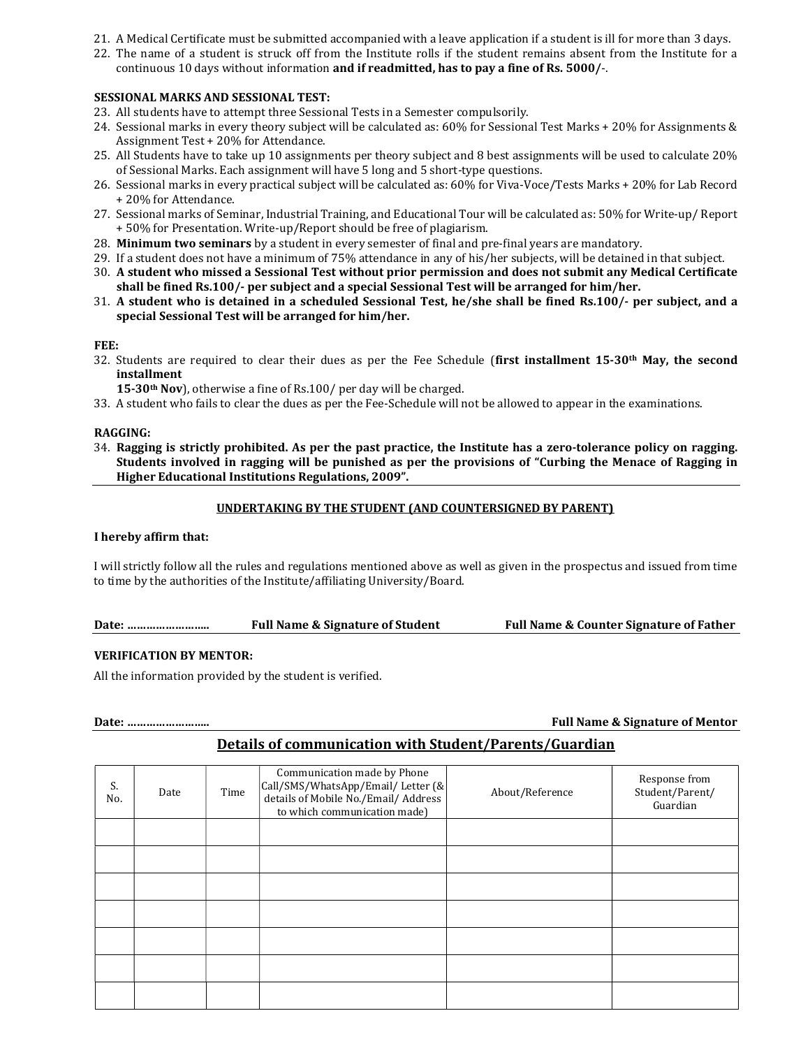21. A Medical Certificate must be submitted accompanied with a leave application if a student is ill for more than 3 days.
22. The name of a student is struck off from the Institute rolls if the student remains absent from the Institute for a continuous 10 days without information **and if readmitted, has to pay a fine of Rs. 5000/-**.

**SESSIONAL MARKS AND SESSIONAL TEST:**

23. All students have to attempt three Sessional Tests in a Semester compulsorily.
24. Sessional marks in every theory subject will be calculated as: 60% for Sessional Test Marks + 20% for Assignments & Assignment Test + 20% for Attendance.
25. All Students have to take up 10 assignments per theory subject and 8 best assignments will be used to calculate 20% of Sessional Marks. Each assignment will have 5 long and 5 short-type questions.
26. Sessional marks in every practical subject will be calculated as: 60% for Viva-Voce/Tests Marks + 20% for Lab Record + 20% for Attendance.
27. Sessional marks of Seminar, Industrial Training, and Educational Tour will be calculated as: 50% for Write-up/ Report + 50% for Presentation. Write-up/Report should be free of plagiarism.
28. **Minimum two seminars** by a student in every semester of final and pre-final years are mandatory.
29. If a student does not have a minimum of 75% attendance in any of his/her subjects, will be detained in that subject.
30. **A student who missed a Sessional Test without prior permission and does not submit any Medical Certificate shall be fined Rs.100/- per subject and a special Sessional Test will be arranged for him/her.**
31. **A student who is detained in a scheduled Sessional Test, he/she shall be fined Rs.100/- per subject, and a special Sessional Test will be arranged for him/her.**

**FEE:**

32. Students are required to clear their dues as per the Fee Schedule (**first installment 15-30th May, the second installment 15-30th Nov**), otherwise a fine of Rs.100/ per day will be charged.
33. A student who fails to clear the dues as per the Fee-Schedule will not be allowed to appear in the examinations.

**RAGGING:**

34. **Ragging is strictly prohibited. As per the past practice, the Institute has a zero-tolerance policy on ragging. Students involved in ragging will be punished as per the provisions of "Curbing the Menace of Ragging in Higher Educational Institutions Regulations, 2009".**

**UNDERTAKING BY THE STUDENT (AND COUNTERSIGNED BY PARENT)**

**I hereby affirm that:**

I will strictly follow all the rules and regulations mentioned above as well as given in the prospectus and issued from time to time by the authorities of the Institute/affiliating University/Board.

**Date: ……………………..** **Full Name & Signature of Student** **Full Name & Counter Signature of Father**

**VERIFICATION BY MENTOR:**

All the information provided by the student is verified.

**Date: ……………………..** **Full Name & Signature of Mentor**

## Details of communication with Student/Parents/Guardian

| S. No. | Date | Time | Communication made by Phone Call/SMS/WhatsApp/Email/ Letter (& details of Mobile No./Email/ Address to which communication made) | About/Reference | Response from Student/Parent/ Guardian |
|---|---|---|---|---|---|
| | | | | | |
| | | | | | |
| | | | | | |
| | | | | | |
| | | | | | |
| | | | | | |
| | | | | | |